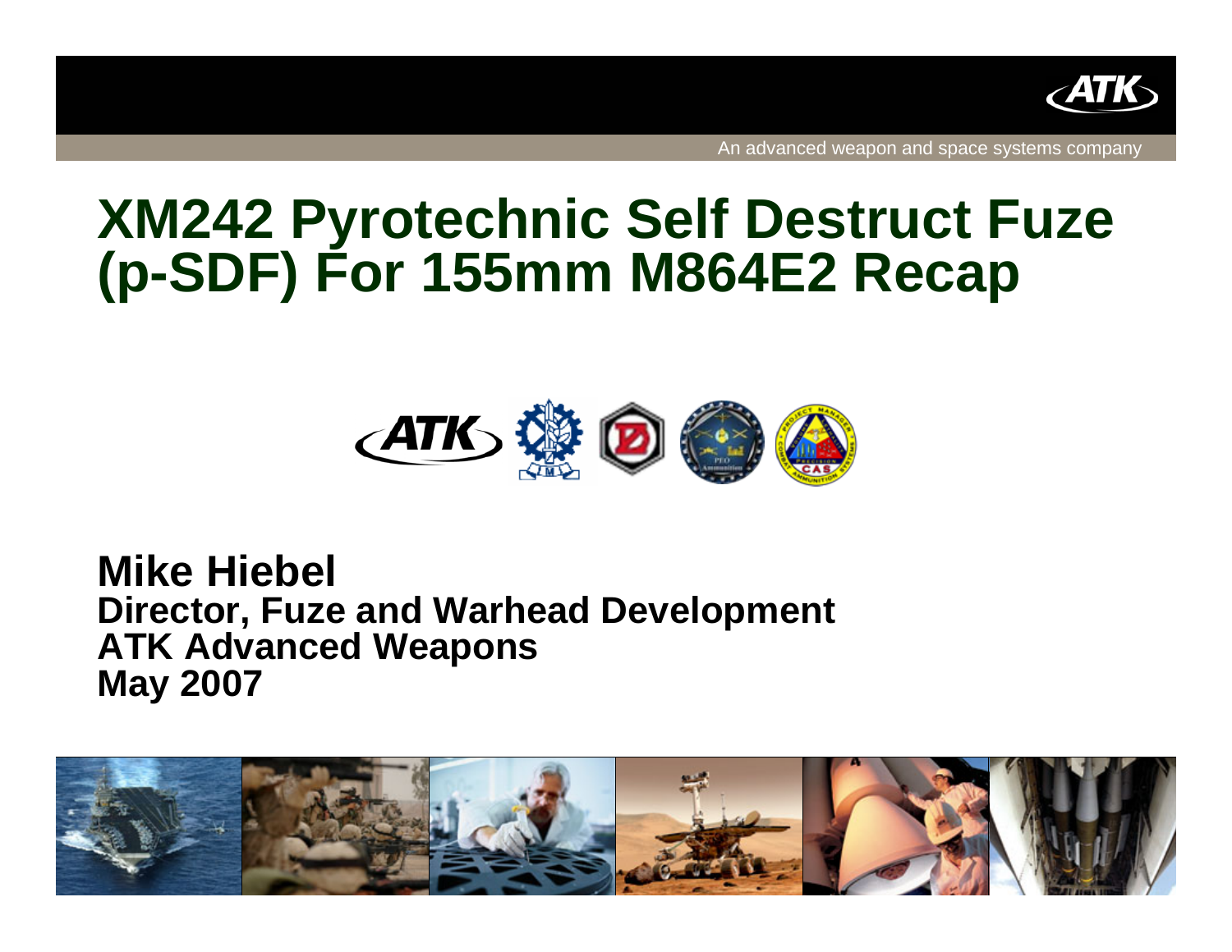An advanced weapon and space systems company

# XM242 Pyrotechnic Self Destruct Fuze (p-SDF) For 155mm M864E2 Recap

**Mike Hiebel**
**Director, Fuze and Warhead Development**
**ATK Advanced Weapons**
**May 2007**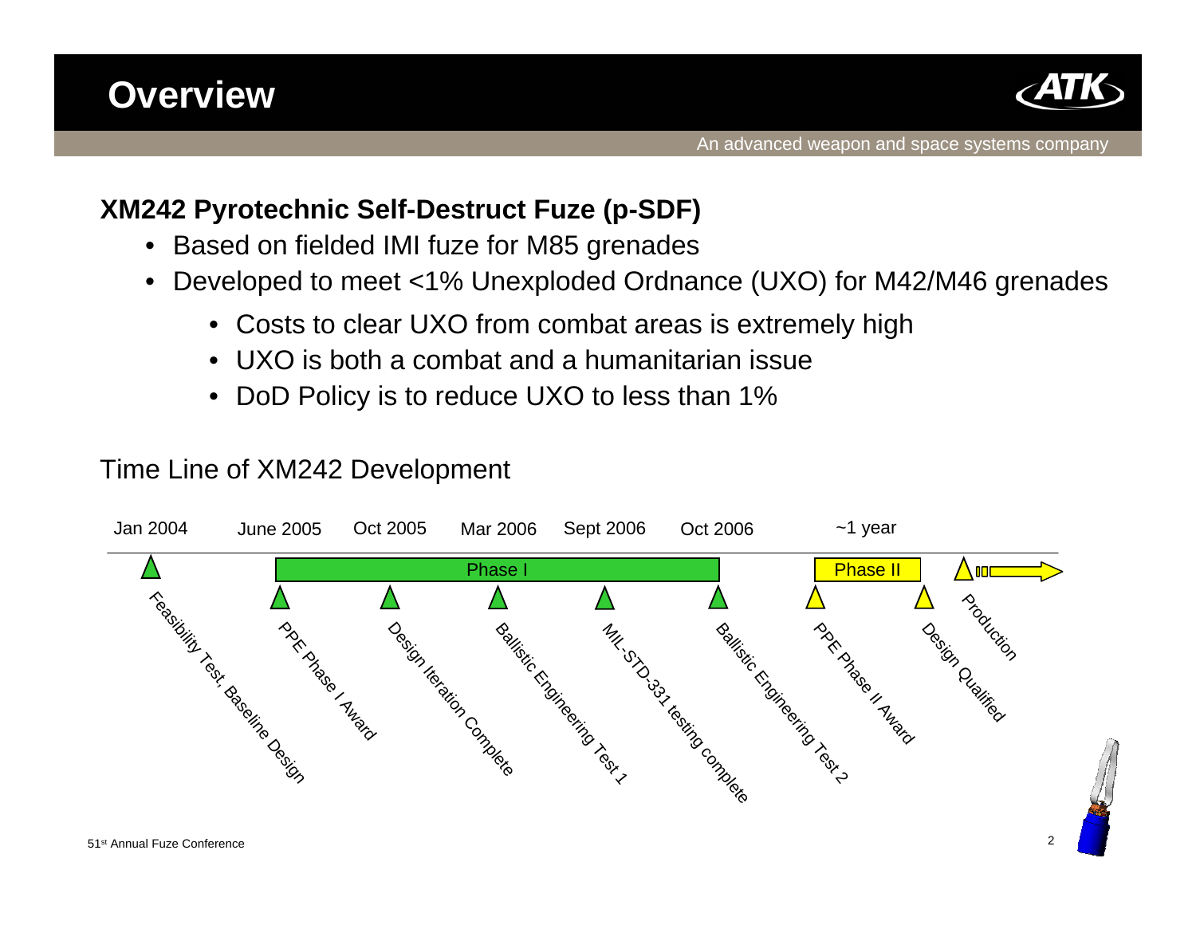# Overview

**XM242 Pyrotechnic Self-Destruct Fuze (p-SDF)**

- Based on fielded IMI fuze for M85 grenades
- Developed to meet <1% Unexploded Ordnance (UXO) for M42/M46 grenades
  - Costs to clear UXO from combat areas is extremely high
  - UXO is both a combat and a humanitarian issue
  - DoD Policy is to reduce UXO to less than 1%

Time Line of XM242 Development

| Date | Milestone |
|---|---|
| Jan 2004 | Feasibility Test, Baseline Design |
| June 2005 | PPE Phase I Award |
| Oct 2005 | Design Iteration Complete |
| Mar 2006 | Ballistic Engineering Test 1 |
| Sept 2006 | MIL-STD-331 testing complete |
| Oct 2006 | Ballistic Engineering Test 2 |
| ~1 year | PPE Phase II Award |
| | Design Qualified |
| | Production |

Phase I: June 2005 – Oct 2006

Phase II: ~1 year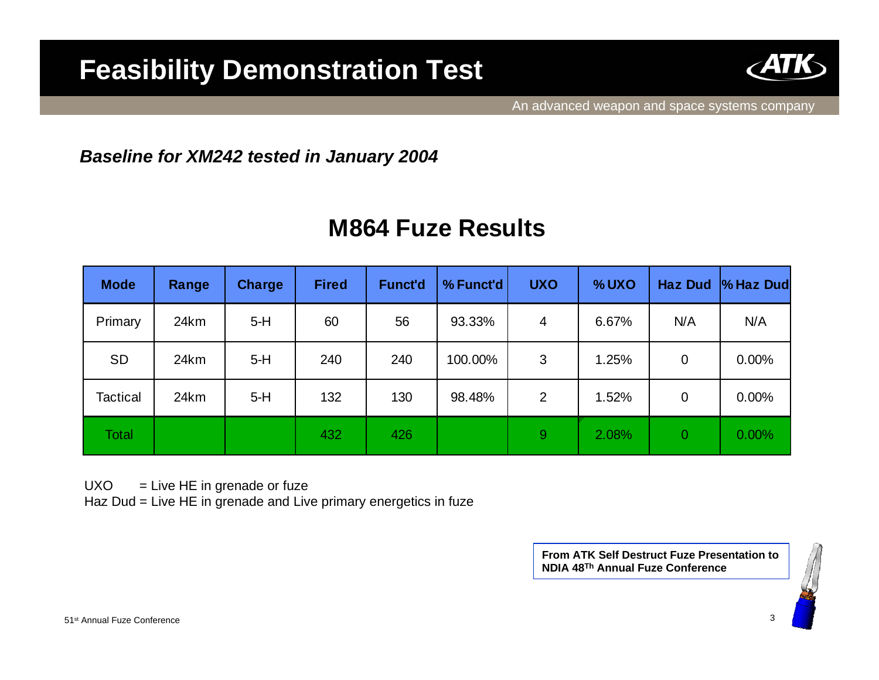# Feasibility Demonstration Test

An advanced weapon and space systems company

***Baseline for XM242 tested in January 2004***

## M864 Fuze Results

| Mode | Range | Charge | Fired | Funct'd | % Funct'd | UXO | % UXO | Haz Dud | % Haz Dud |
|---|---|---|---|---|---|---|---|---|---|
| Primary | 24km | 5-H | 60 | 56 | 93.33% | 4 | 6.67% | N/A | N/A |
| SD | 24km | 5-H | 240 | 240 | 100.00% | 3 | 1.25% | 0 | 0.00% |
| Tactical | 24km | 5-H | 132 | 130 | 98.48% | 2 | 1.52% | 0 | 0.00% |
| Total | | | 432 | 426 | | 9 | 2.08% | 0 | 0.00% |

UXO = Live HE in grenade or fuze
Haz Dud = Live HE in grenade and Live primary energetics in fuze

**From ATK Self Destruct Fuze Presentation to NDIA 48[Th] Annual Fuze Conference**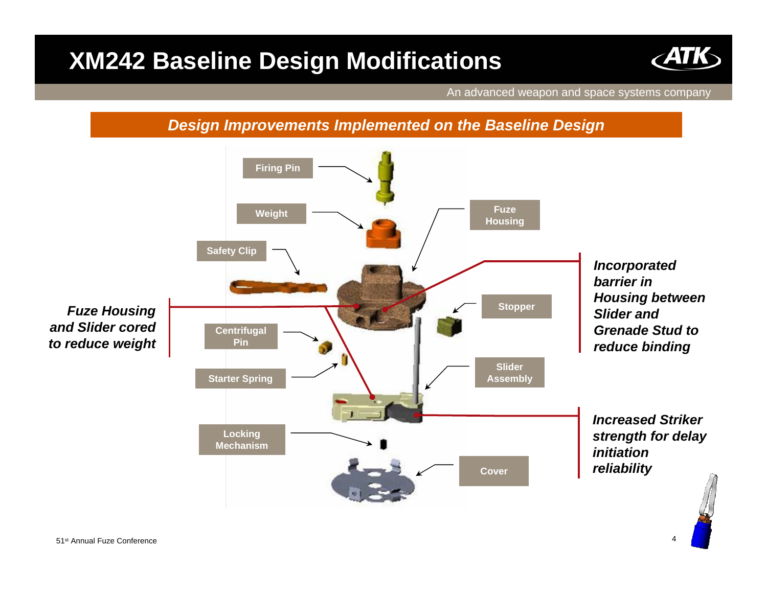# XM242 Baseline Design Modifications

An advanced weapon and space systems company

## *Design Improvements Implemented on the Baseline Design*

Firing Pin

Weight

Fuze Housing

Safety Clip

Stopper

Centrifugal Pin

Starter Spring

Slider Assembly

Locking Mechanism

Cover

***Fuze Housing and Slider cored to reduce weight***

***Incorporated barrier in Housing between Slider and Grenade Stud to reduce binding***

***Increased Striker strength for delay initiation reliability***

51st Annual Fuze Conference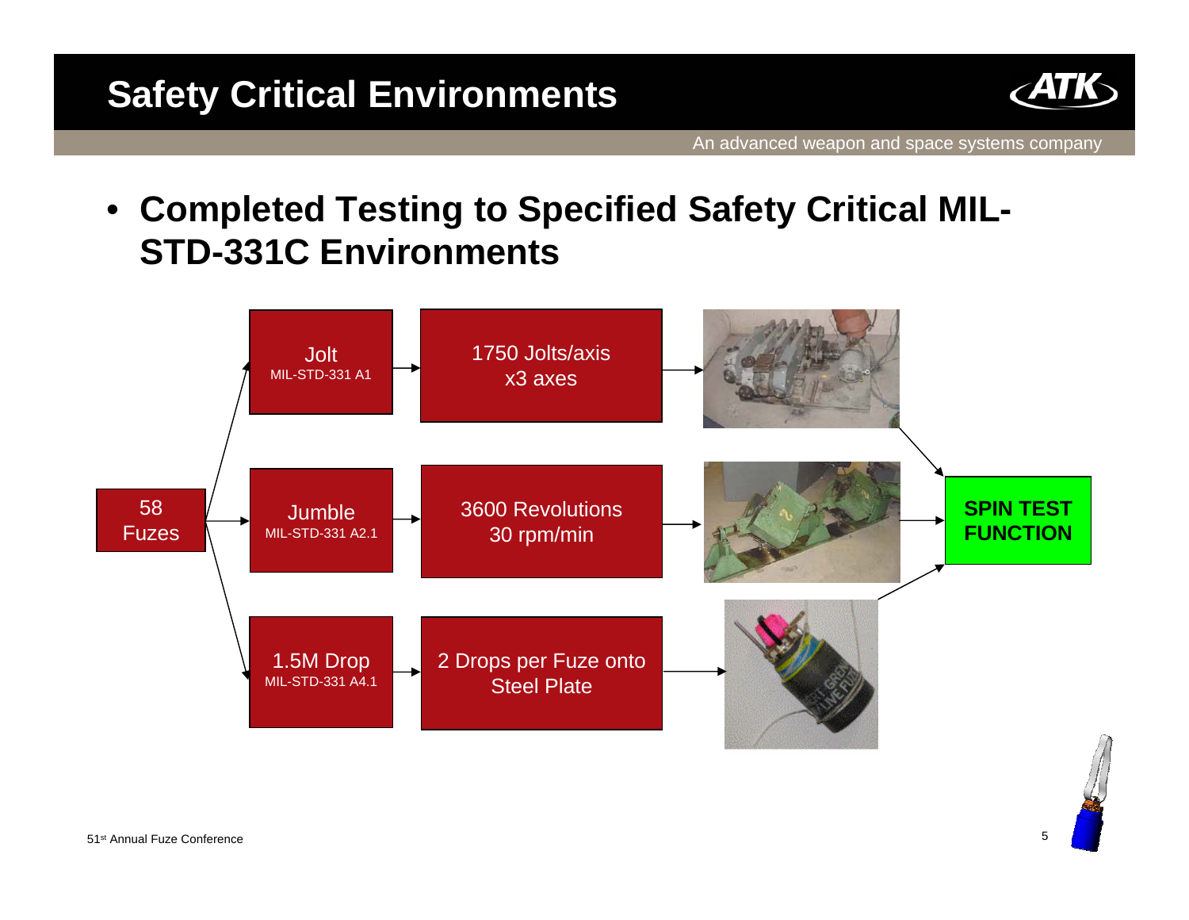# Safety Critical Environments

- **Completed Testing to Specified Safety Critical MIL-STD-331C Environments**

58 Fuzes

- Jolt MIL-STD-331 A1 → 1750 Jolts/axis x3 axes
- Jumble MIL-STD-331 A2.1 → 3600 Revolutions 30 rpm/min
- 1.5M Drop MIL-STD-331 A4.1 → 2 Drops per Fuze onto Steel Plate

→ **SPIN TEST FUNCTION**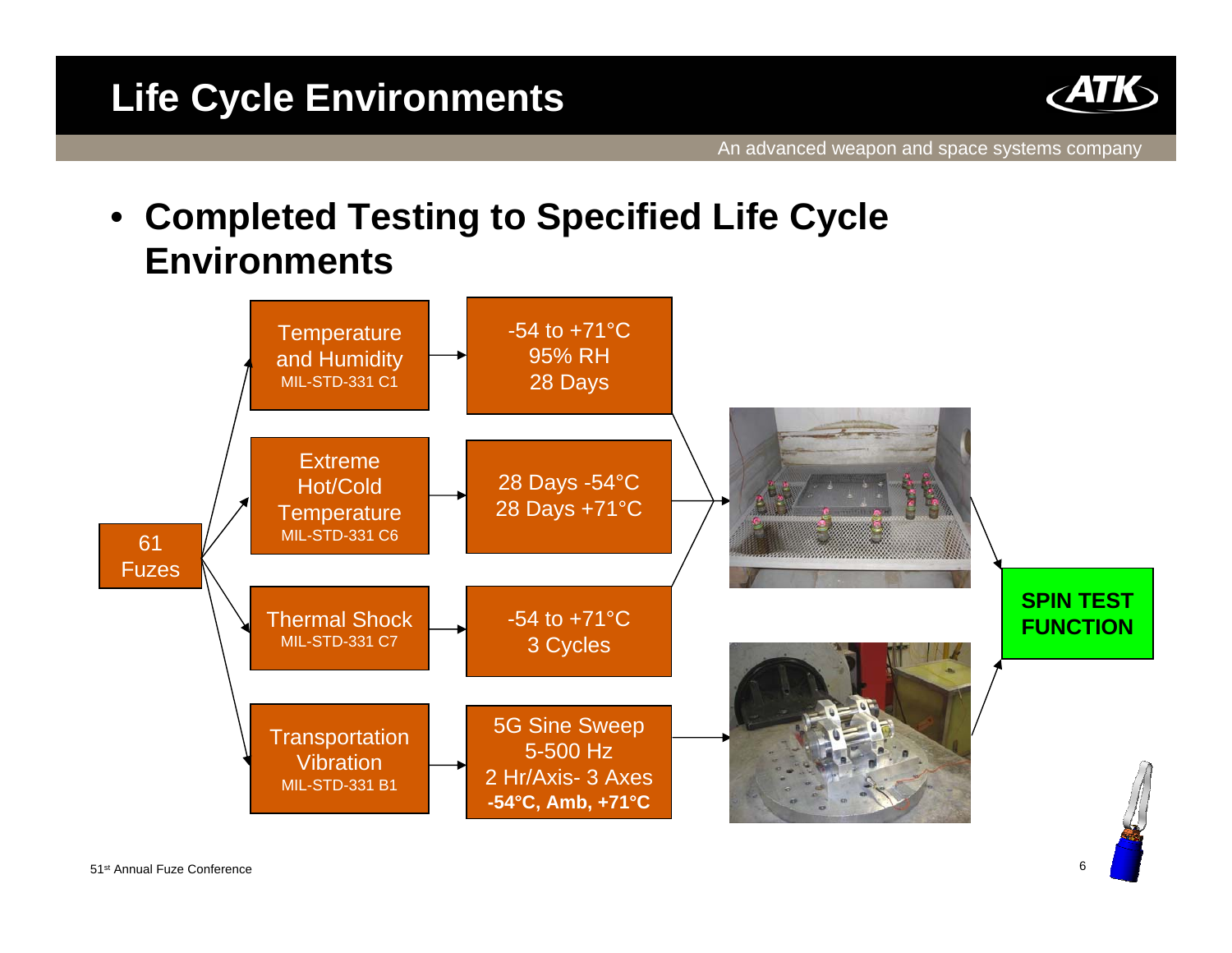# Life Cycle Environments

- **Completed Testing to Specified Life Cycle Environments**

61 Fuzes

| Environment | Conditions |
| --- | --- |
| Temperature and Humidity MIL-STD-331 C1 | -54 to +71°C, 95% RH, 28 Days |
| Extreme Hot/Cold Temperature MIL-STD-331 C6 | 28 Days -54°C, 28 Days +71°C |
| Thermal Shock MIL-STD-331 C7 | -54 to +71°C, 3 Cycles |
| Transportation Vibration MIL-STD-331 B1 | 5G Sine Sweep, 5-500 Hz, 2 Hr/Axis- 3 Axes, **-54°C, Amb, +71°C** |

**SPIN TEST FUNCTION**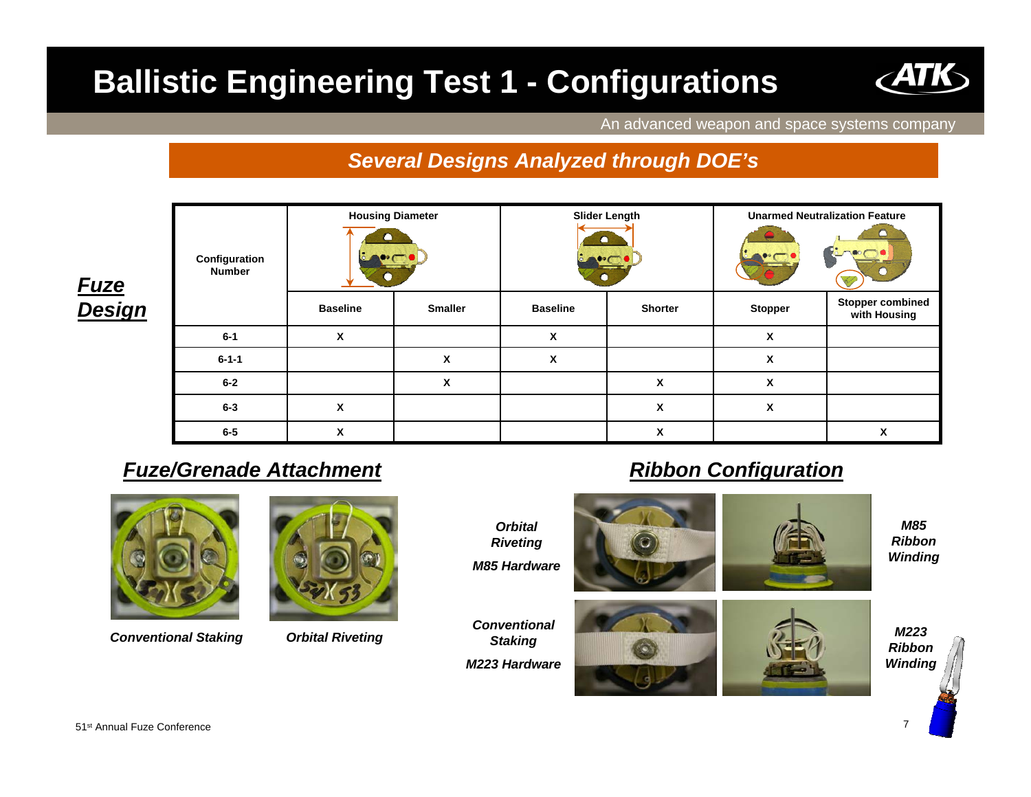# Ballistic Engineering Test 1 - Configurations

An advanced weapon and space systems company

***Several Designs Analyzed through DOE's***

## *Fuze Design*

| Configuration Number | Housing Diameter | | Slider Length | | Unarmed Neutralization Feature | |
|---|---|---|---|---|---|---|
| | Baseline | Smaller | Baseline | Shorter | Stopper | Stopper combined with Housing |
| 6-1 | X | | X | | X | |
| 6-1-1 | | X | X | | X | |
| 6-2 | | X | | X | X | |
| 6-3 | X | | | X | X | |
| 6-5 | X | | | X | | X |

## *Fuze/Grenade Attachment*

*Conventional Staking*

*Orbital Riveting*

## *Ribbon Configuration*

*Orbital Riveting*

*M85 Hardware*

*M85 Ribbon Winding*

*Conventional Staking*

*M223 Hardware*

*M223 Ribbon Winding*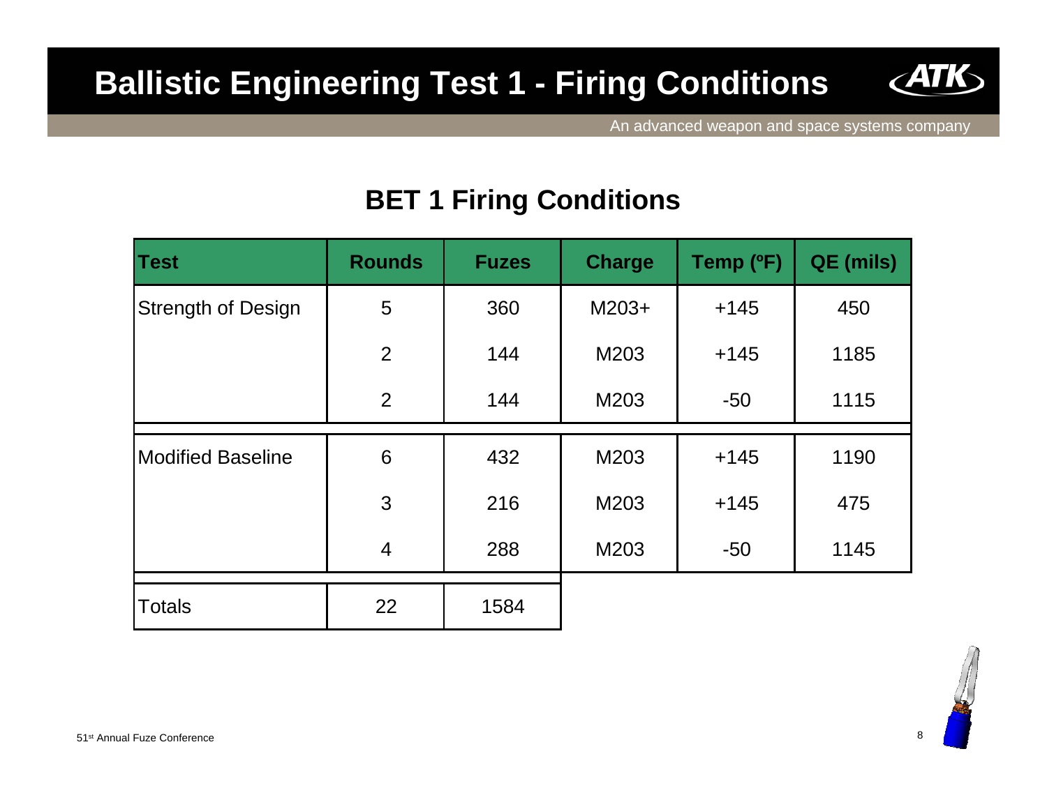# Ballistic Engineering Test 1 - Firing Conditions

An advanced weapon and space systems company

## BET 1 Firing Conditions

| Test | Rounds | Fuzes | Charge | Temp (ºF) | QE (mils) |
|---|---|---|---|---|---|
| Strength of Design | 5 | 360 | M203+ | +145 | 450 |
| | 2 | 144 | M203 | +145 | 1185 |
| | 2 | 144 | M203 | -50 | 1115 |
| Modified Baseline | 6 | 432 | M203 | +145 | 1190 |
| | 3 | 216 | M203 | +145 | 475 |
| | 4 | 288 | M203 | -50 | 1145 |
| Totals | 22 | 1584 | | | |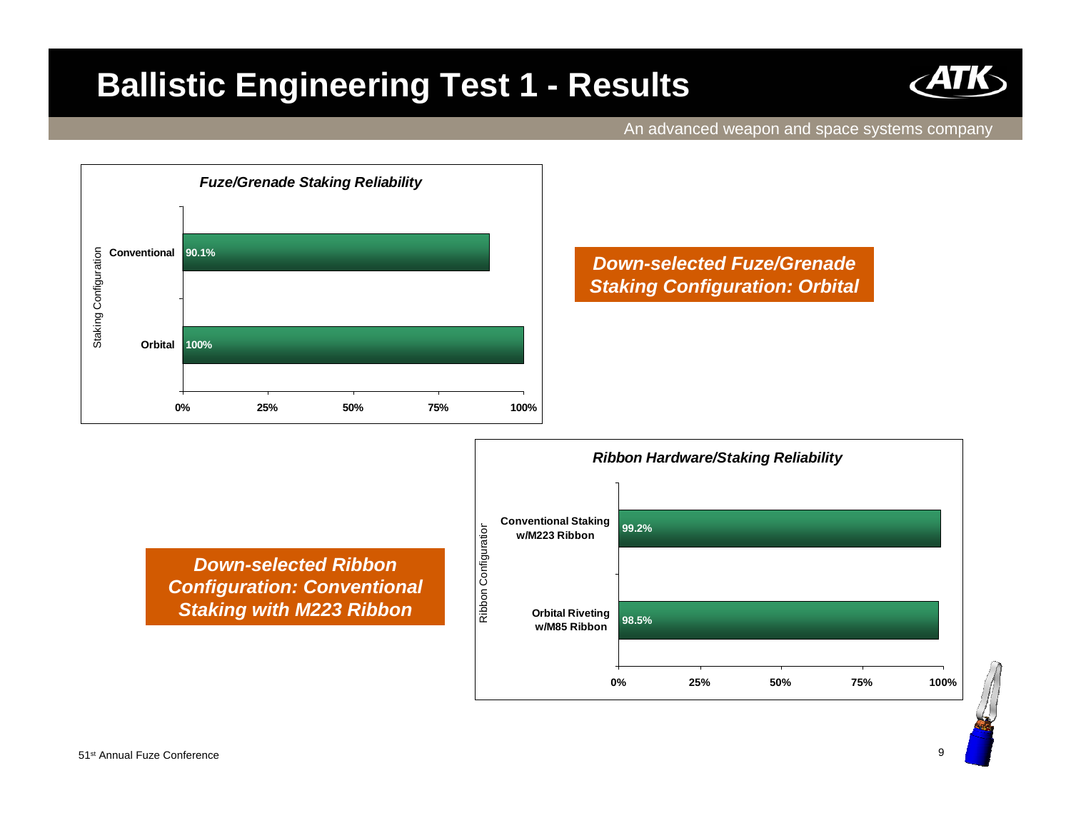# Ballistic Engineering Test 1 - Results

An advanced weapon and space systems company

*Fuze/Grenade Staking Reliability*

| Staking Configuration | Reliability |
|---|---|
| Conventional | 90.1% |
| Orbital | 100% |

***Down-selected Fuze/Grenade Staking Configuration: Orbital***

*Ribbon Hardware/Staking Reliability*

| Ribbon Configuration | Reliability |
|---|---|
| Conventional Staking w/M223 Ribbon | 99.2% |
| Orbital Riveting w/M85 Ribbon | 98.5% |

***Down-selected Ribbon Configuration: Conventional Staking with M223 Ribbon***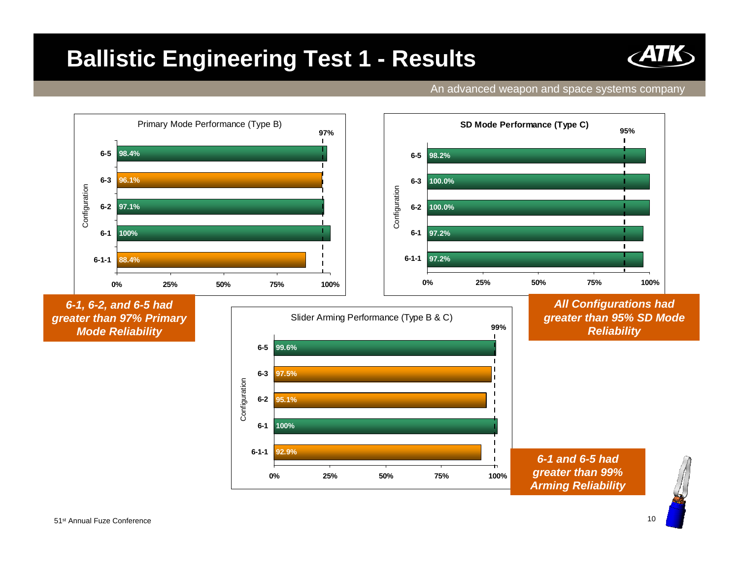# Ballistic Engineering Test 1 - Results

An advanced weapon and space systems company

**Primary Mode Performance (Type B)** (threshold: 97%)

| Configuration | Reliability |
|---|---|
| 6-5 | 98.4% |
| 6-3 | 96.1% |
| 6-2 | 97.1% |
| 6-1 | 100% |
| 6-1-1 | 88.4% |

***6-1, 6-2, and 6-5 had greater than 97% Primary Mode Reliability***

**SD Mode Performance (Type C)** (threshold: 95%)

| Configuration | Reliability |
|---|---|
| 6-5 | 98.2% |
| 6-3 | 100.0% |
| 6-2 | 100.0% |
| 6-1 | 97.2% |
| 6-1-1 | 97.2% |

***All Configurations had greater than 95% SD Mode Reliability***

**Slider Arming Performance (Type B & C)** (threshold: 99%)

| Configuration | Reliability |
|---|---|
| 6-5 | 99.6% |
| 6-3 | 97.5% |
| 6-2 | 95.1% |
| 6-1 | 100% |
| 6-1-1 | 92.9% |

***6-1 and 6-5 had greater than 99% Arming Reliability***

51st Annual Fuze Conference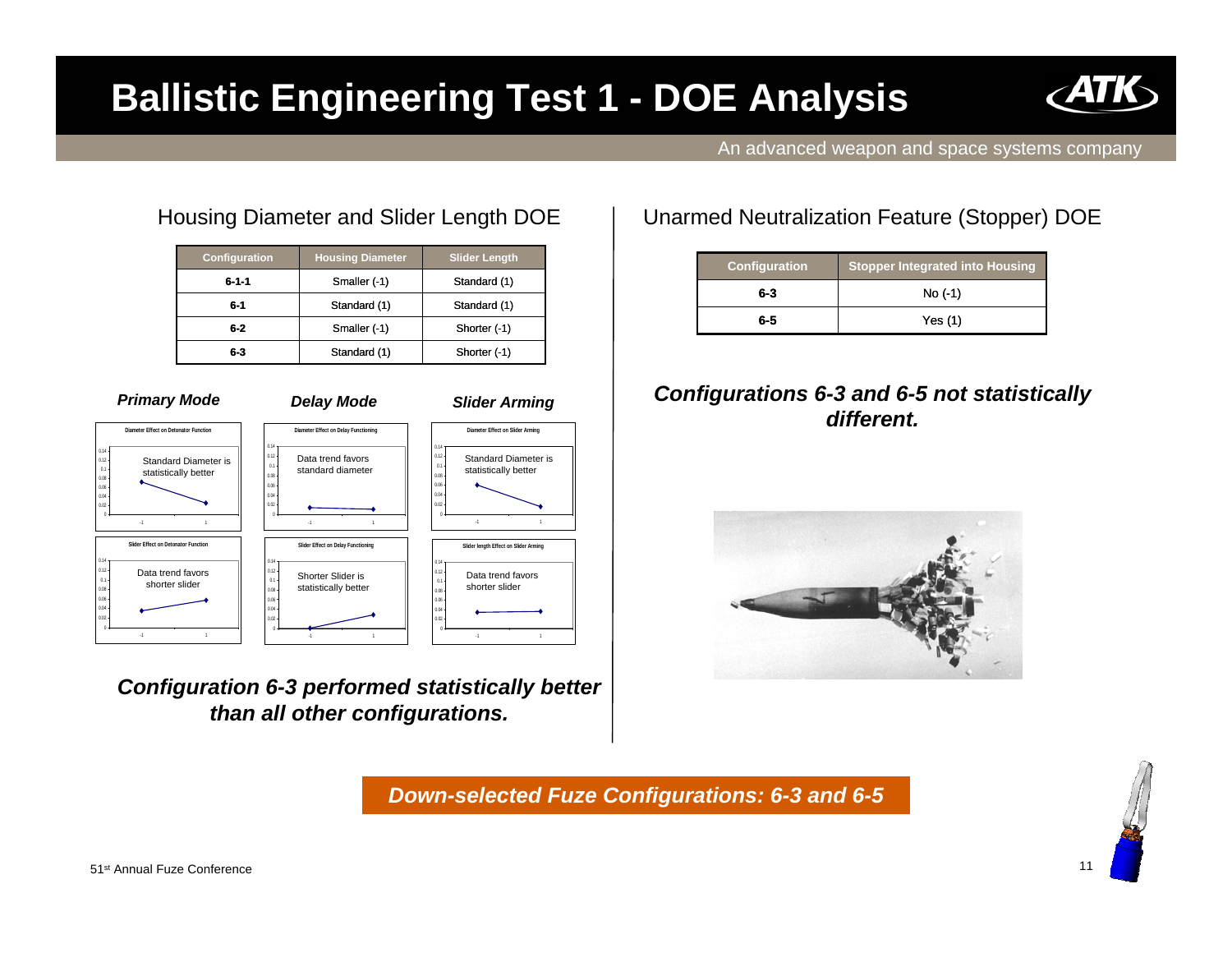# Ballistic Engineering Test 1 - DOE Analysis

An advanced weapon and space systems company

## Housing Diameter and Slider Length DOE

| Configuration | Housing Diameter | Slider Length |
| --- | --- | --- |
| 6-1-1 | Smaller (-1) | Standard (1) |
| 6-1 | Standard (1) | Standard (1) |
| 6-2 | Smaller (-1) | Shorter (-1) |
| 6-3 | Standard (1) | Shorter (-1) |

***Primary Mode***

Diameter Effect on Detonator Function: Standard Diameter is statistically better

Slider Effect on Detonator Function: Data trend favors shorter slider

***Delay Mode***

Diameter Effect on Delay Functioning: Data trend favors standard diameter

Slider Effect on Delay Functioning: Shorter Slider is statistically better

***Slider Arming***

Diameter Effect on Slider Arming: Standard Diameter is statistically better

Slider length Effect on Slider Arming: Data trend favors shorter slider

***Configuration 6-3 performed statistically better than all other configurations.***

## Unarmed Neutralization Feature (Stopper) DOE

| Configuration | Stopper Integrated into Housing |
| --- | --- |
| 6-3 | No (-1) |
| 6-5 | Yes (1) |

***Configurations 6-3 and 6-5 not statistically different.***

***Down-selected Fuze Configurations: 6-3 and 6-5***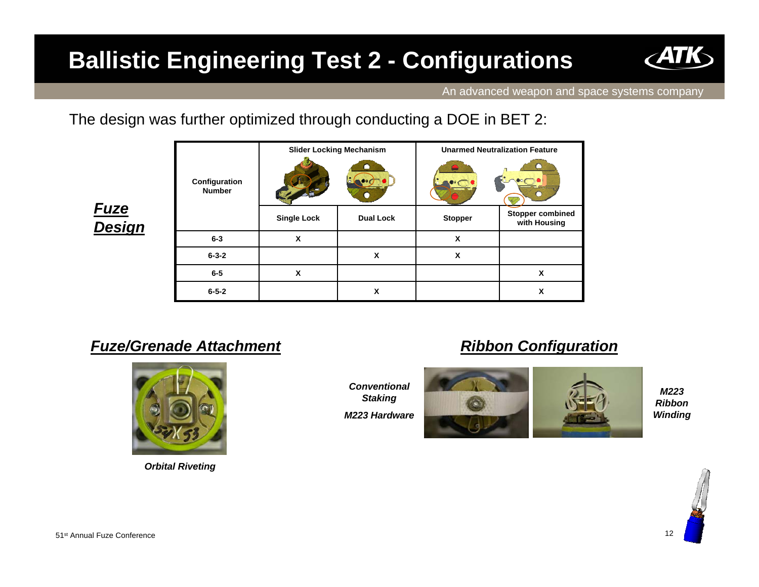# Ballistic Engineering Test 2 - Configurations

The design was further optimized through conducting a DOE in BET 2:

***Fuze Design***

| Configuration Number | Slider Locking Mechanism | | Unarmed Neutralization Feature | |
|---|---|---|---|---|
| | Single Lock | Dual Lock | Stopper | Stopper combined with Housing |
| 6-3 | X | | X | |
| 6-3-2 | | X | X | |
| 6-5 | X | | | X |
| 6-5-2 | | X | | X |

***Fuze/Grenade Attachment***

*Orbital Riveting*

***Ribbon Configuration***

*Conventional Staking*

*M223 Hardware*

*M223 Ribbon Winding*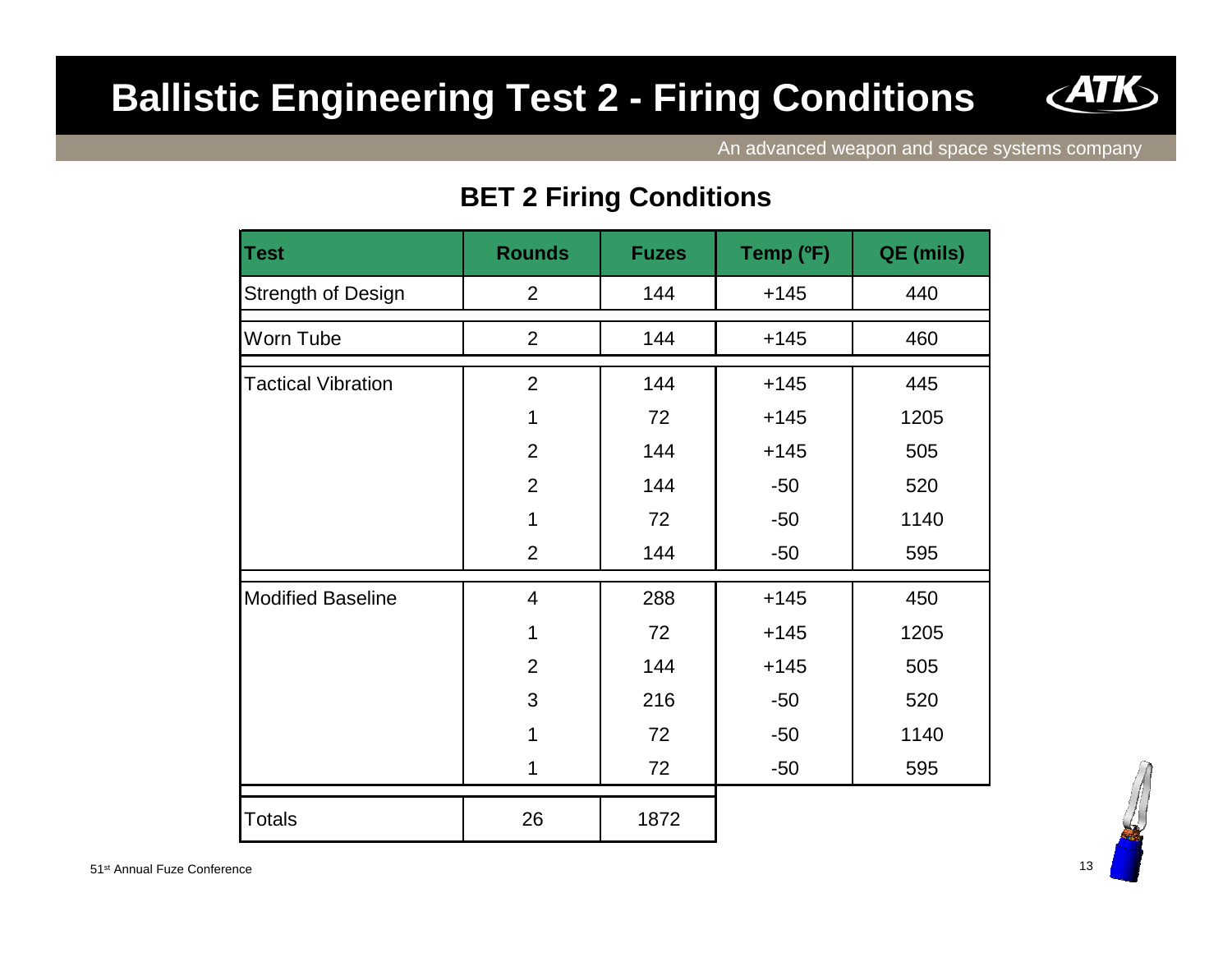# Ballistic Engineering Test 2 - Firing Conditions

An advanced weapon and space systems company

## BET 2 Firing Conditions

| Test | Rounds | Fuzes | Temp (ºF) | QE (mils) |
|---|---|---|---|---|
| Strength of Design | 2 | 144 | +145 | 440 |
| Worn Tube | 2 | 144 | +145 | 460 |
| Tactical Vibration | 2 | 144 | +145 | 445 |
| | 1 | 72 | +145 | 1205 |
| | 2 | 144 | +145 | 505 |
| | 2 | 144 | -50 | 520 |
| | 1 | 72 | -50 | 1140 |
| | 2 | 144 | -50 | 595 |
| Modified Baseline | 4 | 288 | +145 | 450 |
| | 1 | 72 | +145 | 1205 |
| | 2 | 144 | +145 | 505 |
| | 3 | 216 | -50 | 520 |
| | 1 | 72 | -50 | 1140 |
| | 1 | 72 | -50 | 595 |
| Totals | 26 | 1872 | | |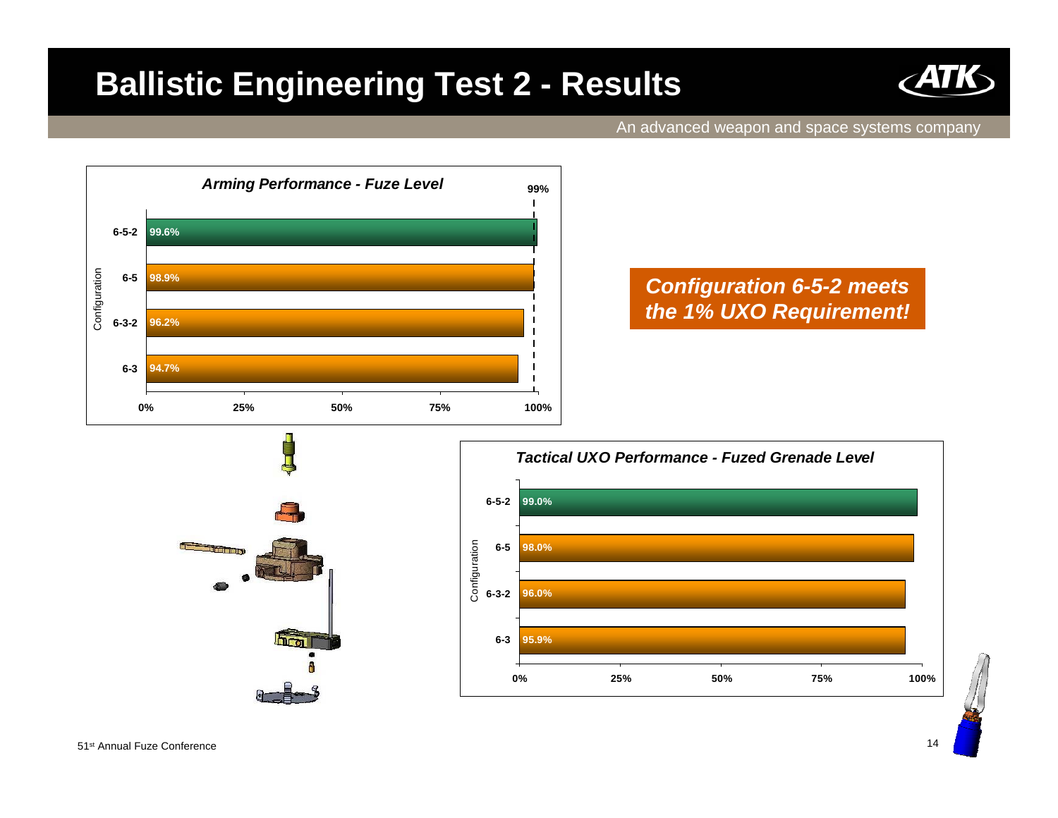# Ballistic Engineering Test 2 - Results

An advanced weapon and space systems company

### *Arming Performance - Fuze Level*

| Configuration | Arming Performance |
| --- | --- |
| 6-5-2 | 99.6% |
| 6-5 | 98.9% |
| 6-3-2 | 96.2% |
| 6-3 | 94.7% |

Requirement line: 99%

***Configuration 6-5-2 meets the 1% UXO Requirement!***

### *Tactical UXO Performance - Fuzed Grenade Level*

| Configuration | Tactical UXO Performance |
| --- | --- |
| 6-5-2 | 99.0% |
| 6-5 | 98.0% |
| 6-3-2 | 96.0% |
| 6-3 | 95.9% |

51st Annual Fuze Conference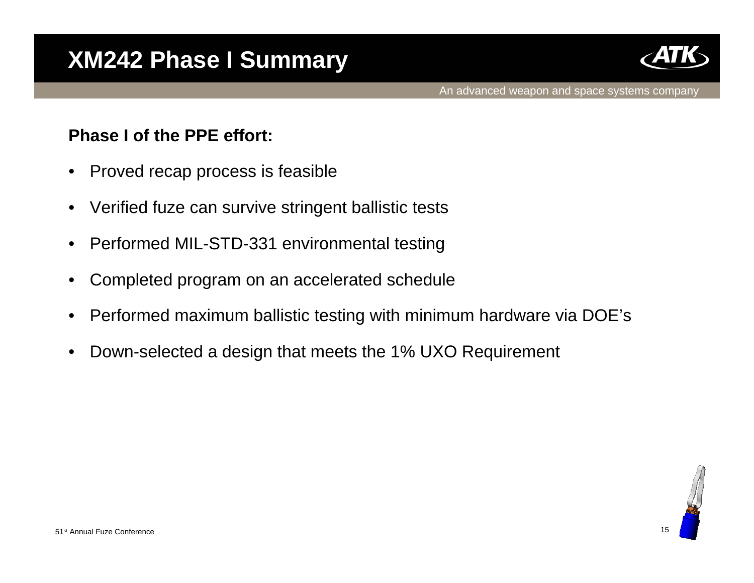# XM242 Phase I Summary

**Phase I of the PPE effort:**

- Proved recap process is feasible
- Verified fuze can survive stringent ballistic tests
- Performed MIL-STD-331 environmental testing
- Completed program on an accelerated schedule
- Performed maximum ballistic testing with minimum hardware via DOE's
- Down-selected a design that meets the 1% UXO Requirement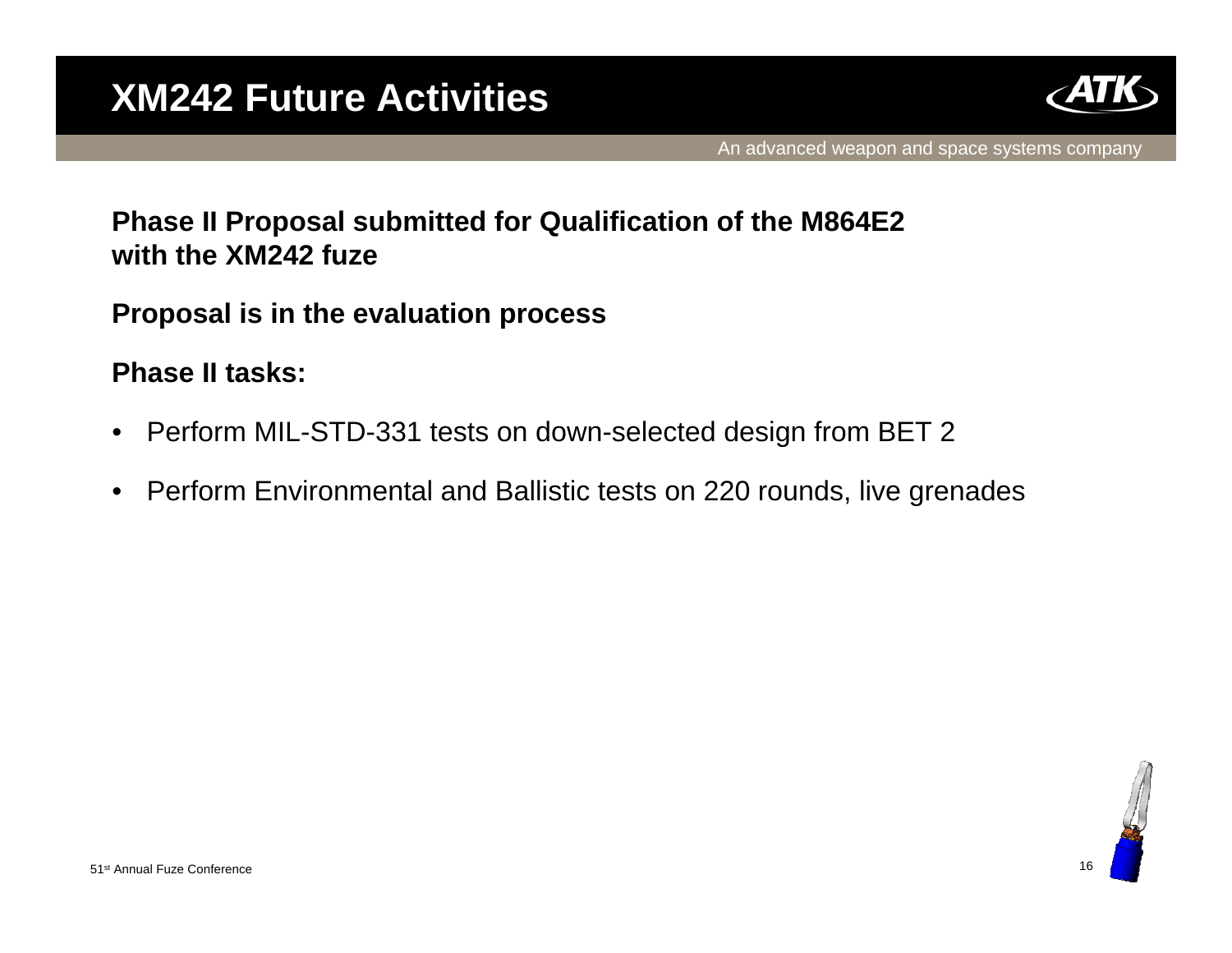# XM242 Future Activities

**Phase II Proposal submitted for Qualification of the M864E2 with the XM242 fuze**

**Proposal is in the evaluation process**

**Phase II tasks:**

- Perform MIL-STD-331 tests on down-selected design from BET 2
- Perform Environmental and Ballistic tests on 220 rounds, live grenades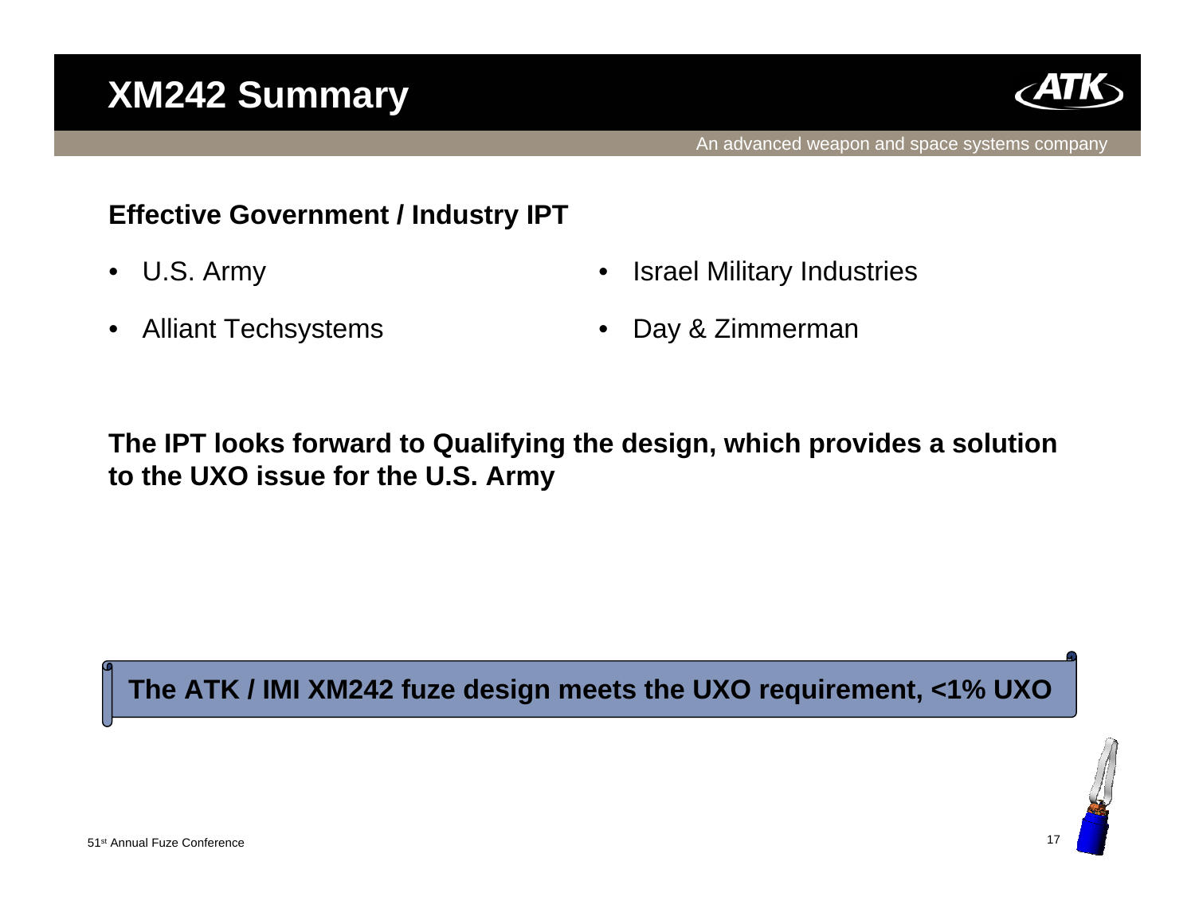# XM242 Summary

**Effective Government / Industry IPT**

- U.S. Army
- Alliant Techsystems
- Israel Military Industries
- Day & Zimmerman

**The IPT looks forward to Qualifying the design, which provides a solution to the UXO issue for the U.S. Army**

**The ATK / IMI XM242 fuze design meets the UXO requirement, <1% UXO**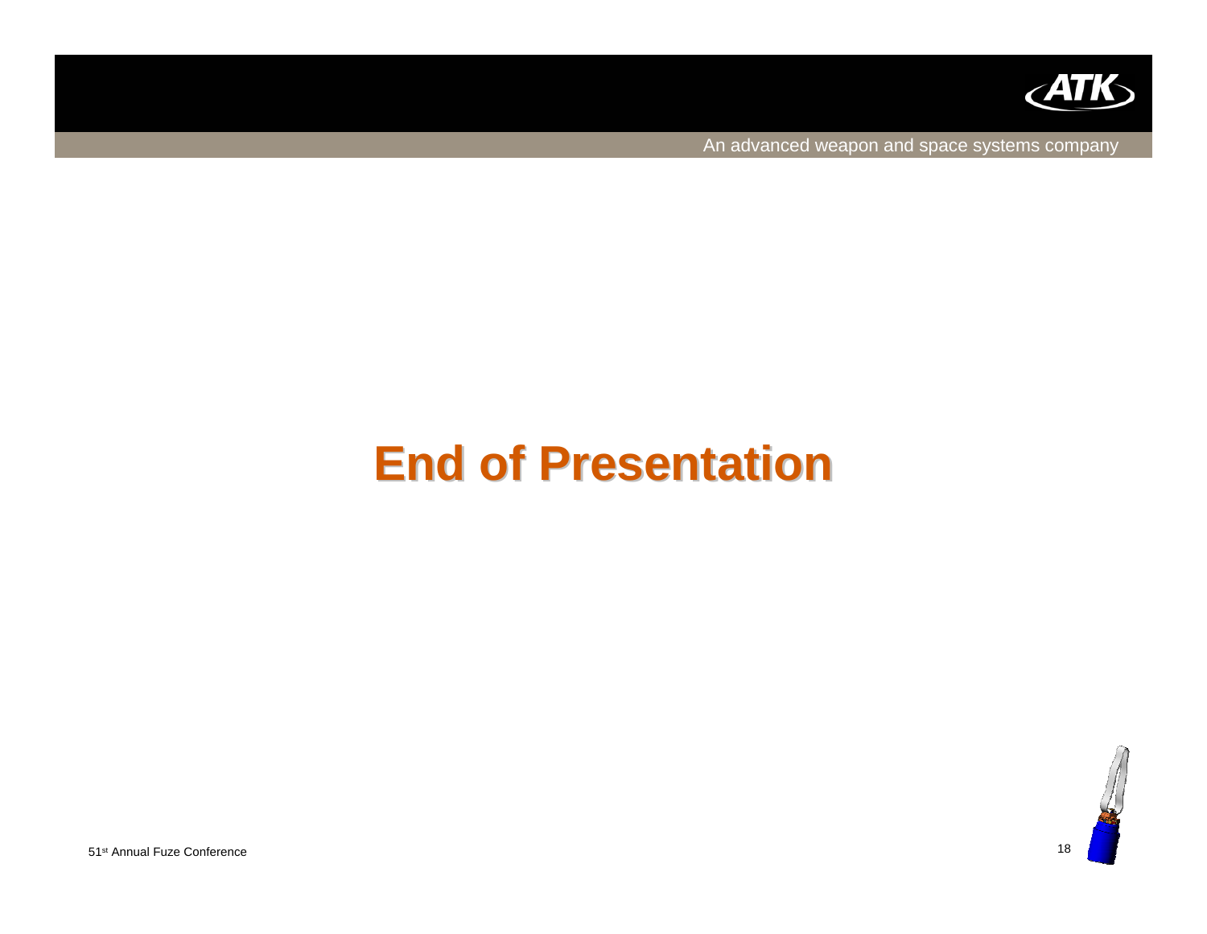# End of Presentation